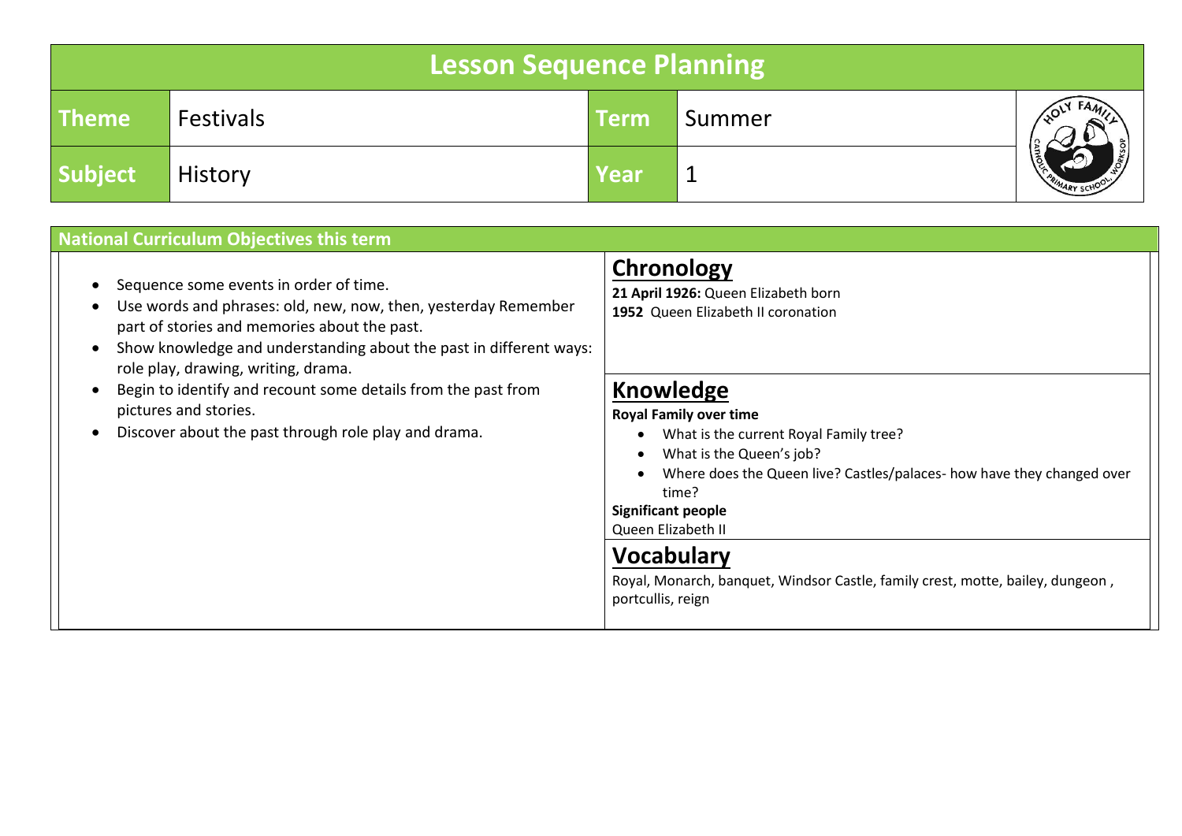# Lesson Sequence Planning

| Theme | Festivals | Term | Summer |
|---|---|---|---|
| Subject | History | Year | 1 |

## National Curriculum Objectives this term

- Sequence some events in order of time.
- Use words and phrases: old, new, now, then, yesterday Remember part of stories and memories about the past.
- Show knowledge and understanding about the past in different ways: role play, drawing, writing, drama.
- Begin to identify and recount some details from the past from pictures and stories.
- Discover about the past through role play and drama.

## Chronology

**21 April 1926:** Queen Elizabeth born

**1952** Queen Elizabeth II coronation

## Knowledge

**Royal Family over time**

- What is the current Royal Family tree?
- What is the Queen's job?
- Where does the Queen live? Castles/palaces- how have they changed over time?

**Significant people**

Queen Elizabeth II

## Vocabulary

Royal, Monarch, banquet, Windsor Castle, family crest, motte, bailey, dungeon , portcullis, reign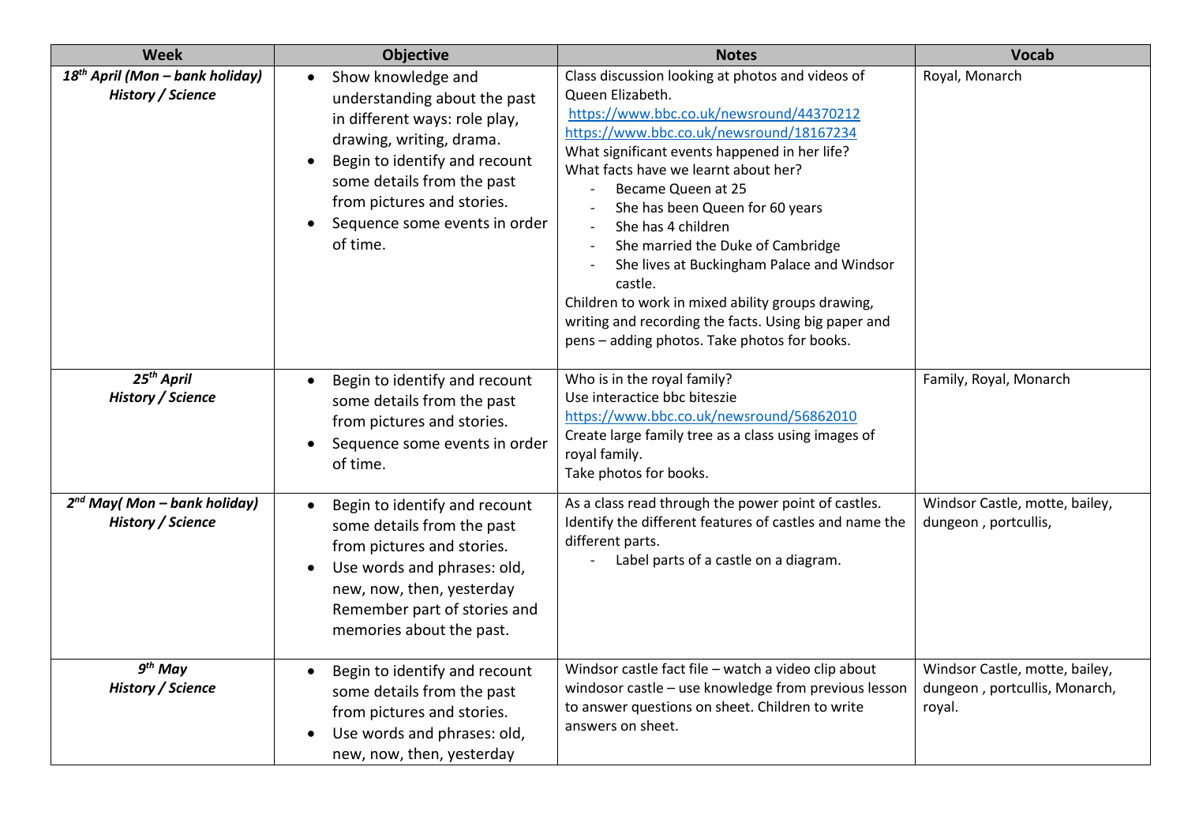| Week | Objective | Notes | Vocab |
|---|---|---|---|
| ***18th April (Mon – bank holiday)*** ***History / Science*** | • Show knowledge and understanding about the past in different ways: role play, drawing, writing, drama. • Begin to identify and recount some details from the past from pictures and stories. • Sequence some events in order of time. | Class discussion looking at photos and videos of Queen Elizabeth. https://www.bbc.co.uk/newsround/44370212 https://www.bbc.co.uk/newsround/18167234 What significant events happened in her life? What facts have we learnt about her? - Became Queen at 25 - She has been Queen for 60 years - She has 4 children - She married the Duke of Cambridge - She lives at Buckingham Palace and Windsor castle. Children to work in mixed ability groups drawing, writing and recording the facts. Using big paper and pens – adding photos. Take photos for books. | Royal, Monarch |
| ***25th April*** ***History / Science*** | • Begin to identify and recount some details from the past from pictures and stories. • Sequence some events in order of time. | Who is in the royal family? Use interactice bbc biteszie https://www.bbc.co.uk/newsround/56862010 Create large family tree as a class using images of royal family. Take photos for books. | Family, Royal, Monarch |
| ***2nd May( Mon – bank holiday)*** ***History / Science*** | • Begin to identify and recount some details from the past from pictures and stories. • Use words and phrases: old, new, now, then, yesterday Remember part of stories and memories about the past. | As a class read through the power point of castles. Identify the different features of castles and name the different parts. - Label parts of a castle on a diagram. | Windsor Castle, motte, bailey, dungeon , portcullis, |
| ***9th May*** ***History / Science*** | • Begin to identify and recount some details from the past from pictures and stories. • Use words and phrases: old, new, now, then, yesterday | Windsor castle fact file – watch a video clip about windosor castle – use knowledge from previous lesson to answer questions on sheet. Children to write answers on sheet. | Windsor Castle, motte, bailey, dungeon , portcullis, Monarch, royal. |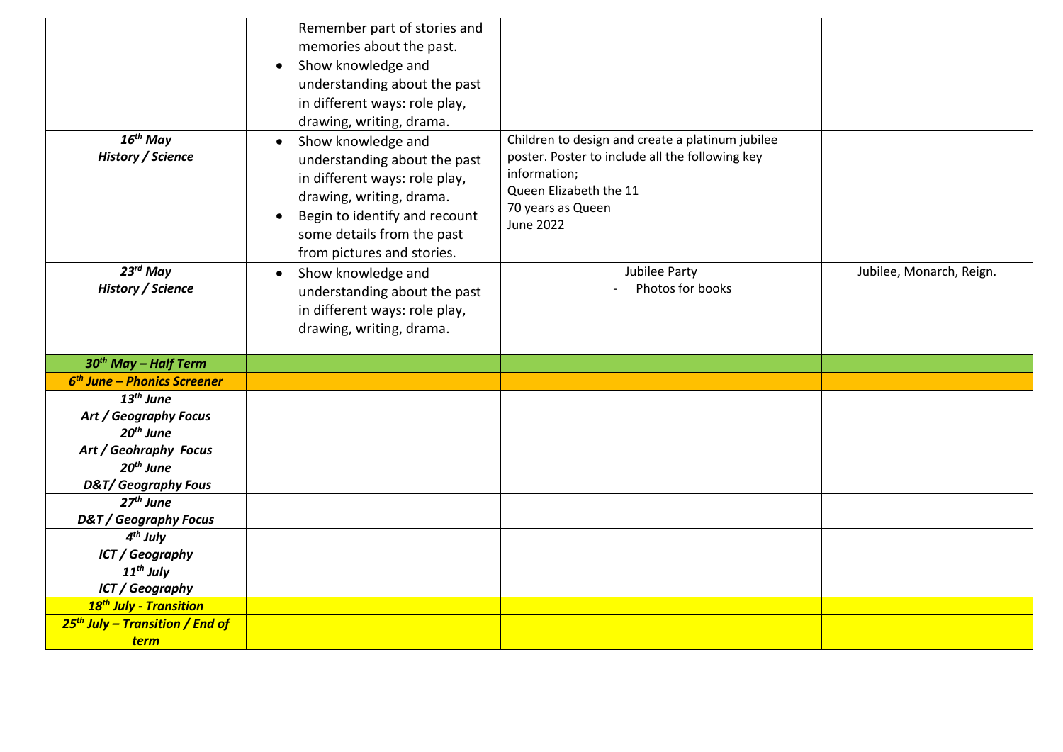| | | | |
|---|---|---|---|
| | Remember part of stories and memories about the past.<br>• Show knowledge and understanding about the past in different ways: role play, drawing, writing, drama. | | |
| ***16th May***<br>***History / Science*** | • Show knowledge and understanding about the past in different ways: role play, drawing, writing, drama.<br>• Begin to identify and recount some details from the past from pictures and stories. | Children to design and create a platinum jubilee poster. Poster to include all the following key information;<br>Queen Elizabeth the 11<br>70 years as Queen<br>June 2022 | |
| ***23rd May***<br>***History / Science*** | • Show knowledge and understanding about the past in different ways: role play, drawing, writing, drama. | Jubilee Party<br>- Photos for books | Jubilee, Monarch, Reign. |
| ***30th May – Half Term*** | | | |
| ***6th June – Phonics Screener*** | | | |
| ***13th June***<br>***Art / Geography Focus*** | | | |
| ***20th June***<br>***Art / Geohraphy Focus*** | | | |
| ***20th June***<br>***D&T/ Geography Fous*** | | | |
| ***27th June***<br>***D&T / Geography Focus*** | | | |
| ***4th July***<br>***ICT / Geography*** | | | |
| ***11th July***<br>***ICT / Geography*** | | | |
| ***18th July - Transition*** | | | |
| ***25th July – Transition / End of term*** | | | |